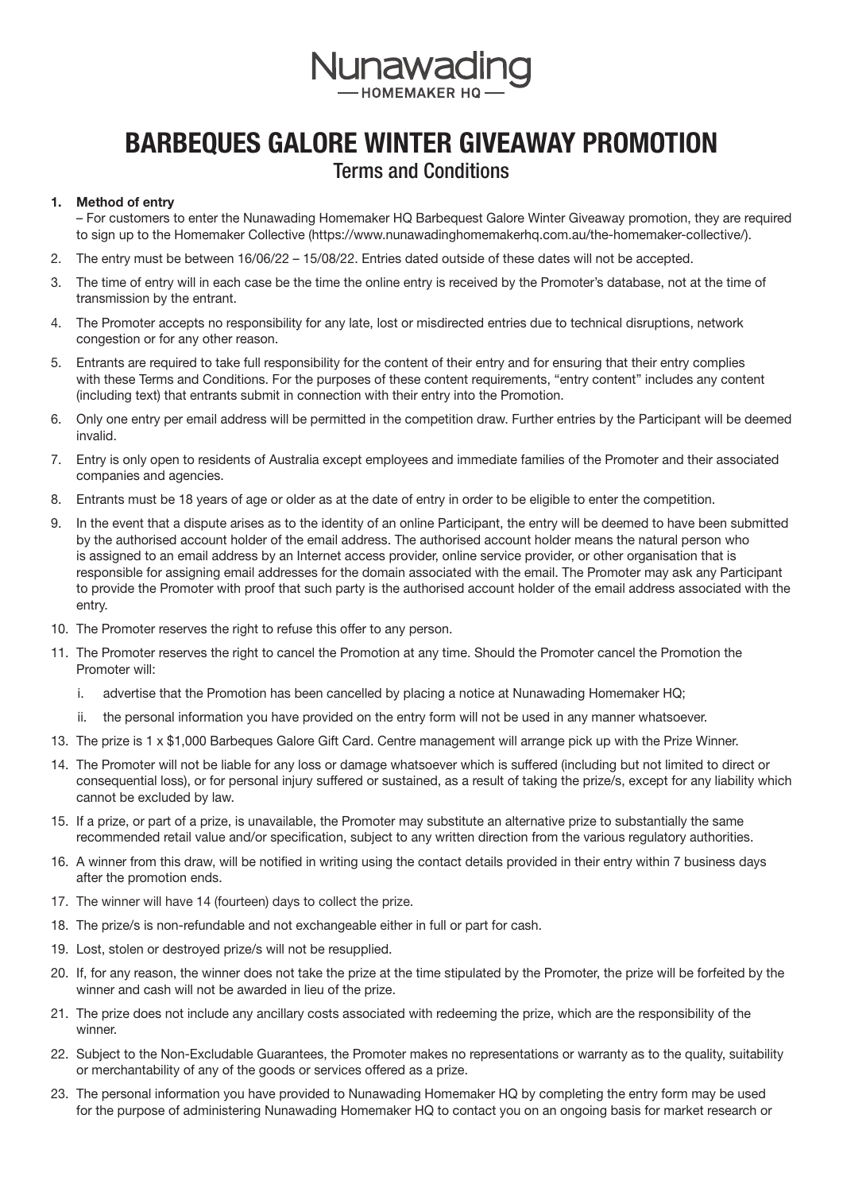Nunawading

HOMEMAKER HQ

# BARBEQUES GALORE WINTER GIVEAWAY PROMOTION

## Terms and Conditions

1. **Method of entry**

   – For customers to enter the Nunawading Homemaker HQ Barbequest Galore Winter Giveaway promotion, they are required to sign up to the Homemaker Collective (https://www.nunawadinghomemakerhq.com.au/the-homemaker-collective/).

2. The entry must be between 16/06/22 – 15/08/22. Entries dated outside of these dates will not be accepted.
3. The time of entry will in each case be the time the online entry is received by the Promoter's database, not at the time of transmission by the entrant.
4. The Promoter accepts no responsibility for any late, lost or misdirected entries due to technical disruptions, network congestion or for any other reason.
5. Entrants are required to take full responsibility for the content of their entry and for ensuring that their entry complies with these Terms and Conditions. For the purposes of these content requirements, "entry content" includes any content (including text) that entrants submit in connection with their entry into the Promotion.
6. Only one entry per email address will be permitted in the competition draw. Further entries by the Participant will be deemed invalid.
7. Entry is only open to residents of Australia except employees and immediate families of the Promoter and their associated companies and agencies.
8. Entrants must be 18 years of age or older as at the date of entry in order to be eligible to enter the competition.
9. In the event that a dispute arises as to the identity of an online Participant, the entry will be deemed to have been submitted by the authorised account holder of the email address. The authorised account holder means the natural person who is assigned to an email address by an Internet access provider, online service provider, or other organisation that is responsible for assigning email addresses for the domain associated with the email. The Promoter may ask any Participant to provide the Promoter with proof that such party is the authorised account holder of the email address associated with the entry.
10. The Promoter reserves the right to refuse this offer to any person.
11. The Promoter reserves the right to cancel the Promotion at any time. Should the Promoter cancel the Promotion the Promoter will:
    1. advertise that the Promotion has been cancelled by placing a notice at Nunawading Homemaker HQ;
    2. the personal information you have provided on the entry form will not be used in any manner whatsoever.
13. The prize is 1 x $1,000 Barbeques Galore Gift Card. Centre management will arrange pick up with the Prize Winner.
14. The Promoter will not be liable for any loss or damage whatsoever which is suffered (including but not limited to direct or consequential loss), or for personal injury suffered or sustained, as a result of taking the prize/s, except for any liability which cannot be excluded by law.
15. If a prize, or part of a prize, is unavailable, the Promoter may substitute an alternative prize to substantially the same recommended retail value and/or specification, subject to any written direction from the various regulatory authorities.
16. A winner from this draw, will be notified in writing using the contact details provided in their entry within 7 business days after the promotion ends.
17. The winner will have 14 (fourteen) days to collect the prize.
18. The prize/s is non-refundable and not exchangeable either in full or part for cash.
19. Lost, stolen or destroyed prize/s will not be resupplied.
20. If, for any reason, the winner does not take the prize at the time stipulated by the Promoter, the prize will be forfeited by the winner and cash will not be awarded in lieu of the prize.
21. The prize does not include any ancillary costs associated with redeeming the prize, which are the responsibility of the winner.
22. Subject to the Non-Excludable Guarantees, the Promoter makes no representations or warranty as to the quality, suitability or merchantability of any of the goods or services offered as a prize.
23. The personal information you have provided to Nunawading Homemaker HQ by completing the entry form may be used for the purpose of administering Nunawading Homemaker HQ to contact you on an ongoing basis for market research or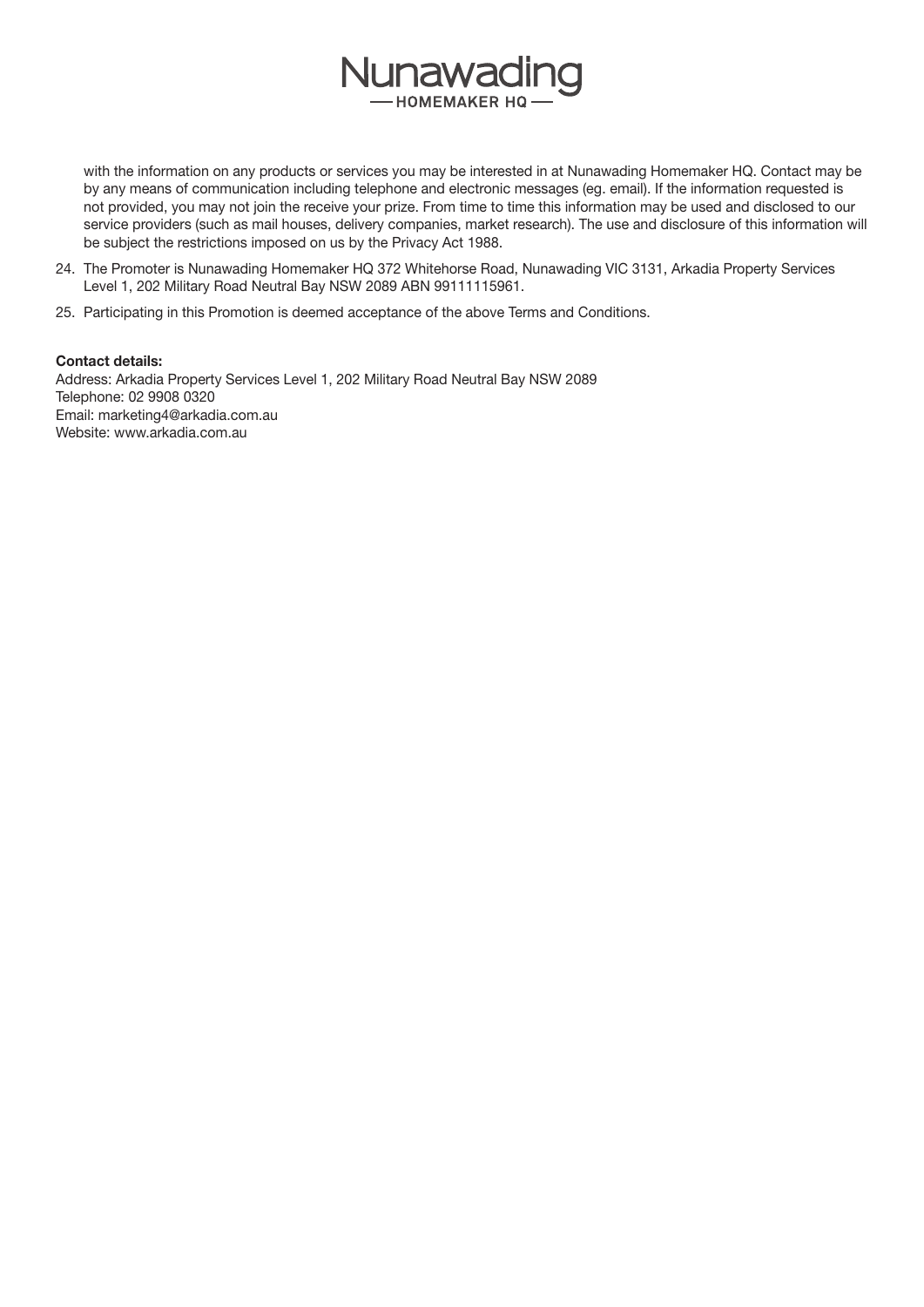with the information on any products or services you may be interested in at Nunawading Homemaker HQ. Contact may be by any means of communication including telephone and electronic messages (eg. email). If the information requested is not provided, you may not join the receive your prize. From time to time this information may be used and disclosed to our service providers (such as mail houses, delivery companies, market research). The use and disclosure of this information will be subject the restrictions imposed on us by the Privacy Act 1988.

24. The Promoter is Nunawading Homemaker HQ 372 Whitehorse Road, Nunawading VIC 3131, Arkadia Property Services Level 1, 202 Military Road Neutral Bay NSW 2089 ABN 99111115961.
25. Participating in this Promotion is deemed acceptance of the above Terms and Conditions.

**Contact details:**
Address: Arkadia Property Services Level 1, 202 Military Road Neutral Bay NSW 2089
Telephone: 02 9908 0320
Email: marketing4@arkadia.com.au
Website: www.arkadia.com.au